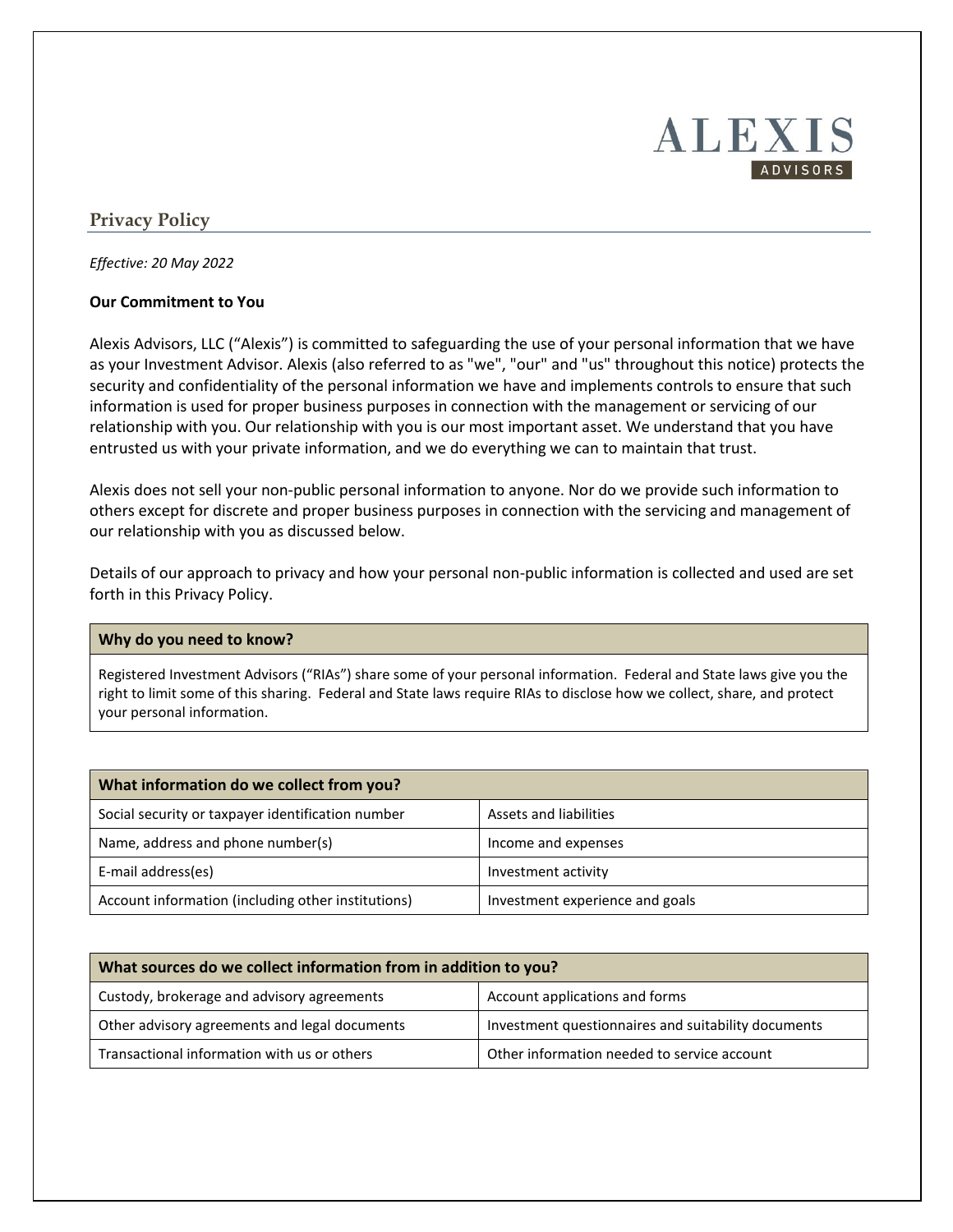# ALEXIS ADVISORS

## Privacy Policy

*Effective: 20 May 2022*

**Our Commitment to You**

Alexis Advisors, LLC ("Alexis") is committed to safeguarding the use of your personal information that we have as your Investment Advisor. Alexis (also referred to as "we", "our" and "us" throughout this notice) protects the security and confidentiality of the personal information we have and implements controls to ensure that such information is used for proper business purposes in connection with the management or servicing of our relationship with you. Our relationship with you is our most important asset. We understand that you have entrusted us with your private information, and we do everything we can to maintain that trust.

Alexis does not sell your non-public personal information to anyone. Nor do we provide such information to others except for discrete and proper business purposes in connection with the servicing and management of our relationship with you as discussed below.

Details of our approach to privacy and how your personal non-public information is collected and used are set forth in this Privacy Policy.

| Why do you need to know? |
| --- |
| Registered Investment Advisors ("RIAs") share some of your personal information. Federal and State laws give you the right to limit some of this sharing. Federal and State laws require RIAs to disclose how we collect, share, and protect your personal information. |

| What information do we collect from you? | |
| --- | --- |
| Social security or taxpayer identification number | Assets and liabilities |
| Name, address and phone number(s) | Income and expenses |
| E-mail address(es) | Investment activity |
| Account information (including other institutions) | Investment experience and goals |

| What sources do we collect information from in addition to you? | |
| --- | --- |
| Custody, brokerage and advisory agreements | Account applications and forms |
| Other advisory agreements and legal documents | Investment questionnaires and suitability documents |
| Transactional information with us or others | Other information needed to service account |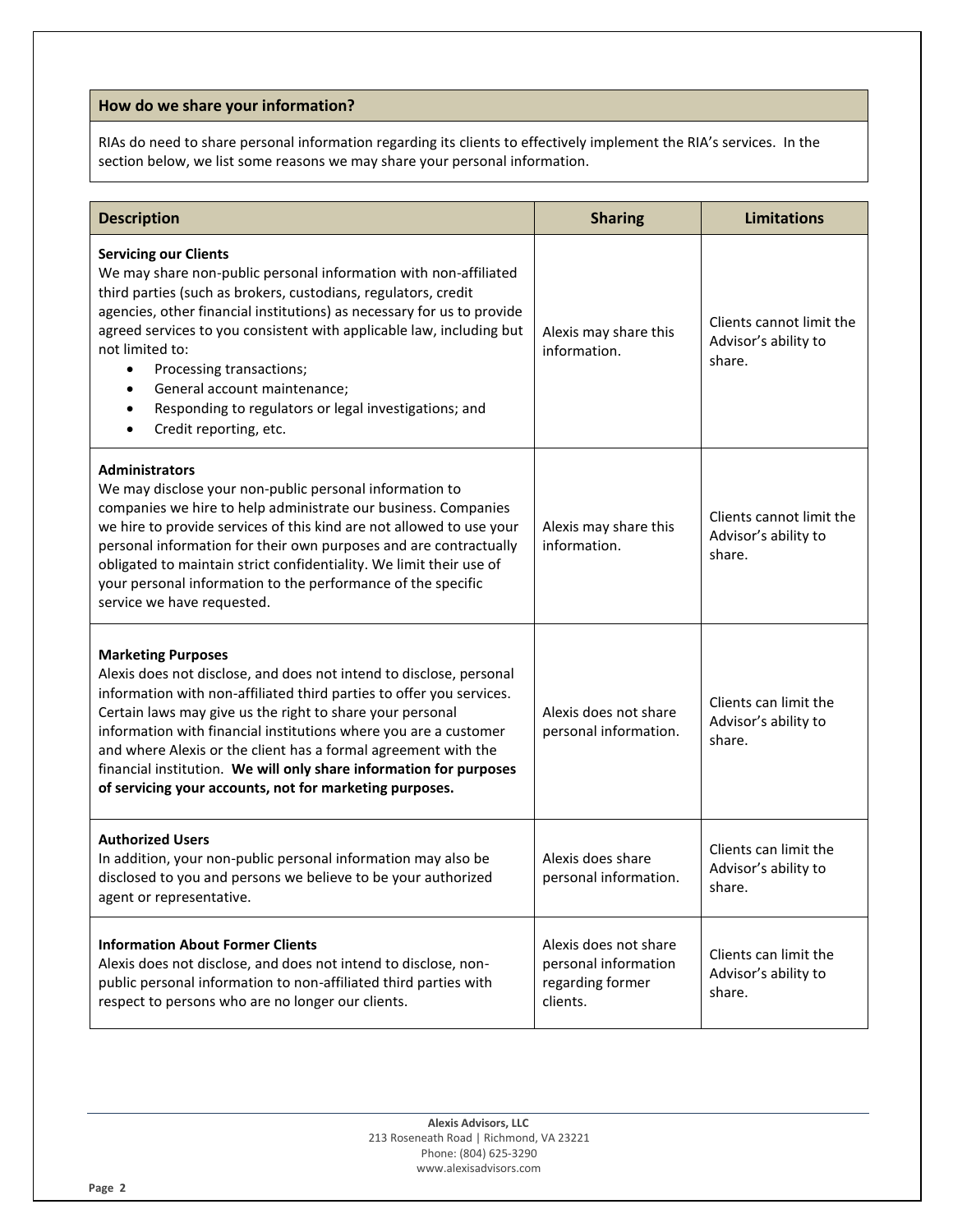## How do we share your information?

RIAs do need to share personal information regarding its clients to effectively implement the RIA's services. In the section below, we list some reasons we may share your personal information.

| Description | Sharing | Limitations |
|---|---|---|
| **Servicing our Clients**<br>We may share non-public personal information with non-affiliated third parties (such as brokers, custodians, regulators, credit agencies, other financial institutions) as necessary for us to provide agreed services to you consistent with applicable law, including but not limited to:<br>• Processing transactions;<br>• General account maintenance;<br>• Responding to regulators or legal investigations; and<br>• Credit reporting, etc. | Alexis may share this information. | Clients cannot limit the Advisor's ability to share. |
| **Administrators**<br>We may disclose your non-public personal information to companies we hire to help administrate our business. Companies we hire to provide services of this kind are not allowed to use your personal information for their own purposes and are contractually obligated to maintain strict confidentiality. We limit their use of your personal information to the performance of the specific service we have requested. | Alexis may share this information. | Clients cannot limit the Advisor's ability to share. |
| **Marketing Purposes**<br>Alexis does not disclose, and does not intend to disclose, personal information with non-affiliated third parties to offer you services. Certain laws may give us the right to share your personal information with financial institutions where you are a customer and where Alexis or the client has a formal agreement with the financial institution. **We will only share information for purposes of servicing your accounts, not for marketing purposes.** | Alexis does not share personal information. | Clients can limit the Advisor's ability to share. |
| **Authorized Users**<br>In addition, your non-public personal information may also be disclosed to you and persons we believe to be your authorized agent or representative. | Alexis does share personal information. | Clients can limit the Advisor's ability to share. |
| **Information About Former Clients**<br>Alexis does not disclose, and does not intend to disclose, non-public personal information to non-affiliated third parties with respect to persons who are no longer our clients. | Alexis does not share personal information regarding former clients. | Clients can limit the Advisor's ability to share. |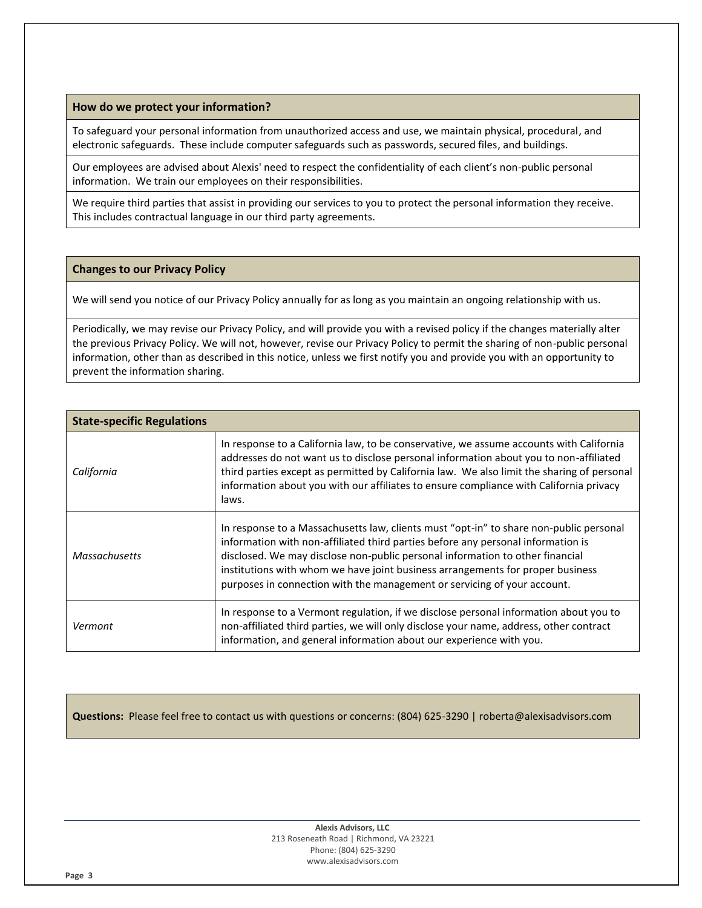### How do we protect your information?

To safeguard your personal information from unauthorized access and use, we maintain physical, procedural, and electronic safeguards. These include computer safeguards such as passwords, secured files, and buildings.

Our employees are advised about Alexis' need to respect the confidentiality of each client's non-public personal information. We train our employees on their responsibilities.

We require third parties that assist in providing our services to you to protect the personal information they receive. This includes contractual language in our third party agreements.

### Changes to our Privacy Policy

We will send you notice of our Privacy Policy annually for as long as you maintain an ongoing relationship with us.

Periodically, we may revise our Privacy Policy, and will provide you with a revised policy if the changes materially alter the previous Privacy Policy. We will not, however, revise our Privacy Policy to permit the sharing of non-public personal information, other than as described in this notice, unless we first notify you and provide you with an opportunity to prevent the information sharing.

### State-specific Regulations

| | |
|---|---|
| *California* | In response to a California law, to be conservative, we assume accounts with California addresses do not want us to disclose personal information about you to non-affiliated third parties except as permitted by California law. We also limit the sharing of personal information about you with our affiliates to ensure compliance with California privacy laws. |
| *Massachusetts* | In response to a Massachusetts law, clients must "opt-in" to share non-public personal information with non-affiliated third parties before any personal information is disclosed. We may disclose non-public personal information to other financial institutions with whom we have joint business arrangements for proper business purposes in connection with the management or servicing of your account. |
| *Vermont* | In response to a Vermont regulation, if we disclose personal information about you to non-affiliated third parties, we will only disclose your name, address, other contract information, and general information about our experience with you. |

**Questions:** Please feel free to contact us with questions or concerns: (804) 625-3290 | roberta@alexisadvisors.com

**Alexis Advisors, LLC**
213 Roseneath Road | Richmond, VA 23221
Phone: (804) 625-3290
www.alexisadvisors.com